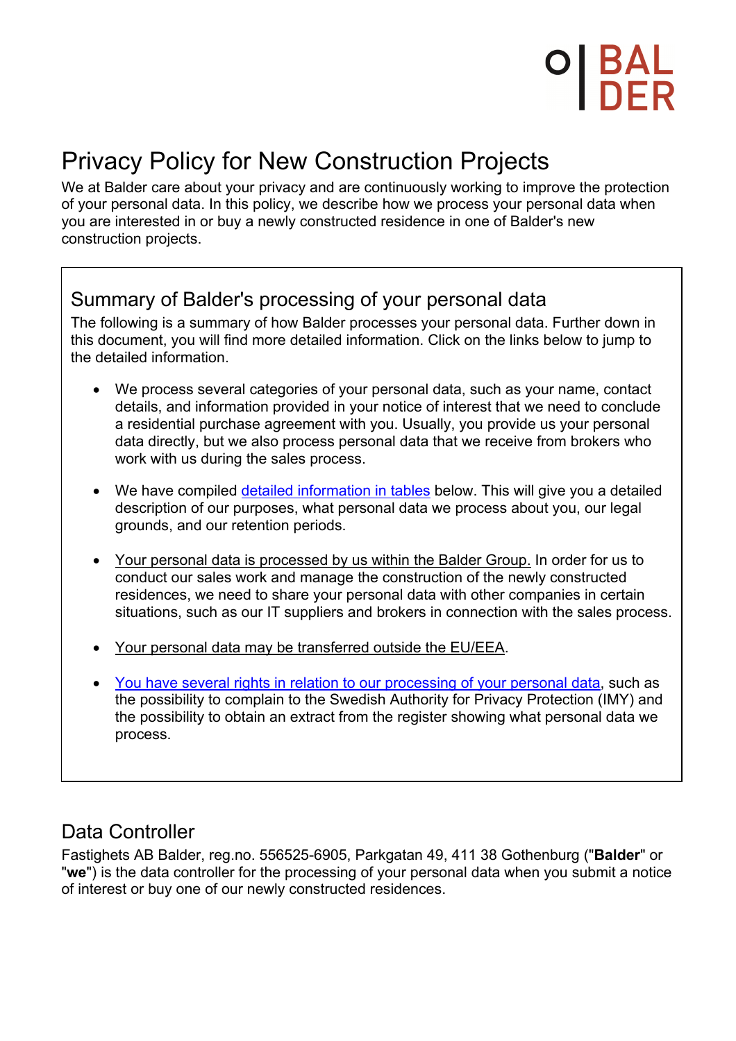# Privacy Policy for New Construction Projects

We at Balder care about your privacy and are continuously working to improve the protection of your personal data. In this policy, we describe how we process your personal data when you are interested in or buy a newly constructed residence in one of Balder's new construction projects.

## Summary of Balder's processing of your personal data

The following is a summary of how Balder processes your personal data. Further down in this document, you will find more detailed information. Click on the links below to jump to the detailed information.

- We process several categories of your personal data, such as your name, contact details, and information provided in your notice of interest that we need to conclude a residential purchase agreement with you. Usually, you provide us your personal data directly, but we also process personal data that we receive from brokers who work with us during the sales process.

- We have compiled detailed information in tables below. This will give you a detailed description of our purposes, what personal data we process about you, our legal grounds, and our retention periods.

- Your personal data is processed by us within the Balder Group. In order for us to conduct our sales work and manage the construction of the newly constructed residences, we need to share your personal data with other companies in certain situations, such as our IT suppliers and brokers in connection with the sales process.

- Your personal data may be transferred outside the EU/EEA.

- You have several rights in relation to our processing of your personal data, such as the possibility to complain to the Swedish Authority for Privacy Protection (IMY) and the possibility to obtain an extract from the register showing what personal data we process.

## Data Controller

Fastighets AB Balder, reg.no. 556525-6905, Parkgatan 49, 411 38 Gothenburg ("**Balder**" or "**we**") is the data controller for the processing of your personal data when you submit a notice of interest or buy one of our newly constructed residences.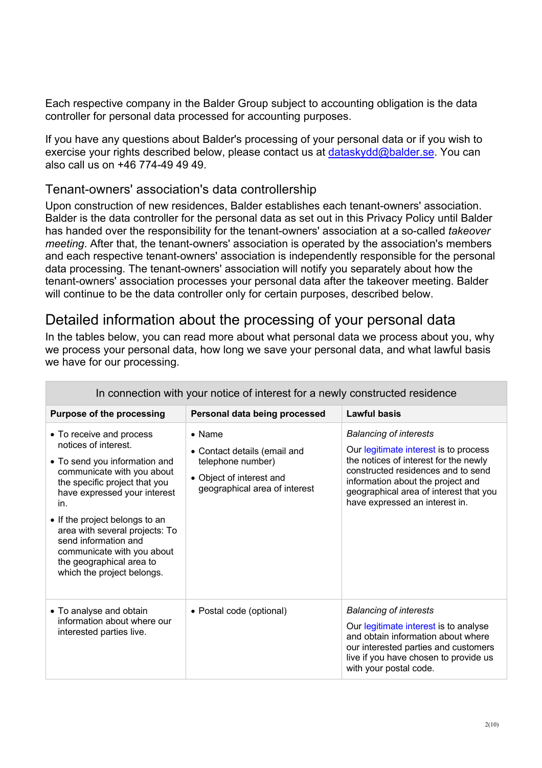Each respective company in the Balder Group subject to accounting obligation is the data controller for personal data processed for accounting purposes.

If you have any questions about Balder's processing of your personal data or if you wish to exercise your rights described below, please contact us at dataskydd@balder.se. You can also call us on +46 774-49 49 49.

### Tenant-owners' association's data controllership

Upon construction of new residences, Balder establishes each tenant-owners' association. Balder is the data controller for the personal data as set out in this Privacy Policy until Balder has handed over the responsibility for the tenant-owners' association at a so-called *takeover meeting*. After that, the tenant-owners' association is operated by the association's members and each respective tenant-owners' association is independently responsible for the personal data processing. The tenant-owners' association will notify you separately about how the tenant-owners' association processes your personal data after the takeover meeting. Balder will continue to be the data controller only for certain purposes, described below.

## Detailed information about the processing of your personal data

In the tables below, you can read more about what personal data we process about you, why we process your personal data, how long we save your personal data, and what lawful basis we have for our processing.

| In connection with your notice of interest for a newly constructed residence | | |
|---|---|---|
| **Purpose of the processing** | **Personal data being processed** | **Lawful basis** |
| • To receive and process notices of interest.<br>• To send you information and communicate with you about the specific project that you have expressed your interest in.<br>• If the project belongs to an area with several projects: To send information and communicate with you about the geographical area to which the project belongs. | • Name<br>• Contact details (email and telephone number)<br>• Object of interest and geographical area of interest | *Balancing of interests*<br>Our legitimate interest is to process the notices of interest for the newly constructed residences and to send information about the project and geographical area of interest that you have expressed an interest in. |
| • To analyse and obtain information about where our interested parties live. | • Postal code (optional) | *Balancing of interests*<br>Our legitimate interest is to analyse and obtain information about where our interested parties and customers live if you have chosen to provide us with your postal code. |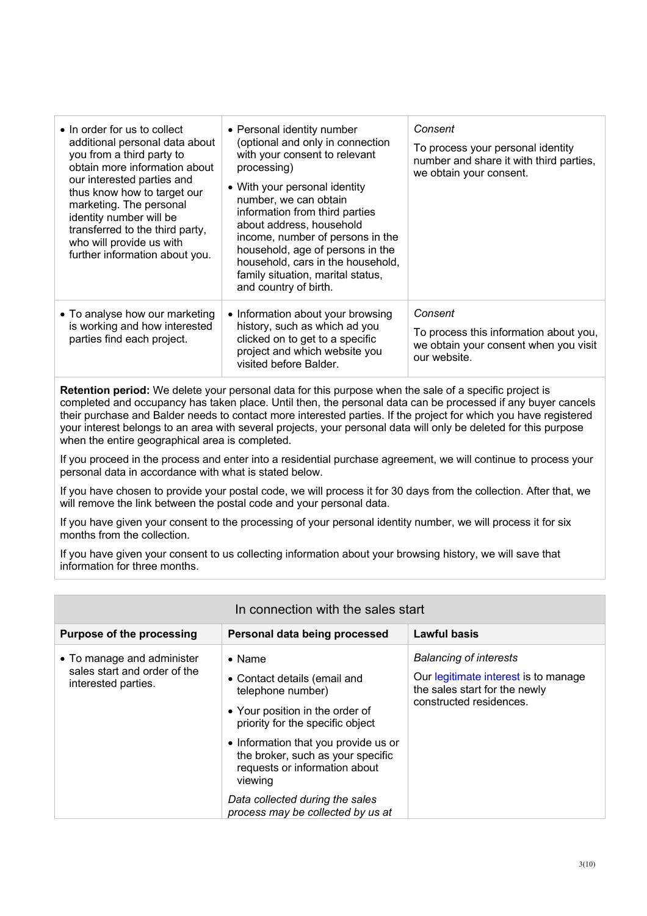| | | |
|---|---|---|
| • In order for us to collect additional personal data about you from a third party to obtain more information about our interested parties and thus know how to target our marketing. The personal identity number will be transferred to the third party, who will provide us with further information about you. | • Personal identity number (optional and only in connection with your consent to relevant processing)<br>• With your personal identity number, we can obtain information from third parties about address, household income, number of persons in the household, age of persons in the household, cars in the household, family situation, marital status, and country of birth. | *Consent*<br>To process your personal identity number and share it with third parties, we obtain your consent. |
| • To analyse how our marketing is working and how interested parties find each project. | • Information about your browsing history, such as which ad you clicked on to get to a specific project and which website you visited before Balder. | *Consent*<br>To process this information about you, we obtain your consent when you visit our website. |

**Retention period:** We delete your personal data for this purpose when the sale of a specific project is completed and occupancy has taken place. Until then, the personal data can be processed if any buyer cancels their purchase and Balder needs to contact more interested parties. If the project for which you have registered your interest belongs to an area with several projects, your personal data will only be deleted for this purpose when the entire geographical area is completed.

If you proceed in the process and enter into a residential purchase agreement, we will continue to process your personal data in accordance with what is stated below.

If you have chosen to provide your postal code, we will process it for 30 days from the collection. After that, we will remove the link between the postal code and your personal data.

If you have given your consent to the processing of your personal identity number, we will process it for six months from the collection.

If you have given your consent to us collecting information about your browsing history, we will save that information for three months.

| In connection with the sales start | | |
|---|---|---|
| **Purpose of the processing** | **Personal data being processed** | **Lawful basis** |
| • To manage and administer sales start and order of the interested parties. | • Name<br>• Contact details (email and telephone number)<br>• Your position in the order of priority for the specific object<br>• Information that you provide us or the broker, such as your specific requests or information about viewing<br>*Data collected during the sales process may be collected by us at* | *Balancing of interests*<br>Our legitimate interest is to manage the sales start for the newly constructed residences. |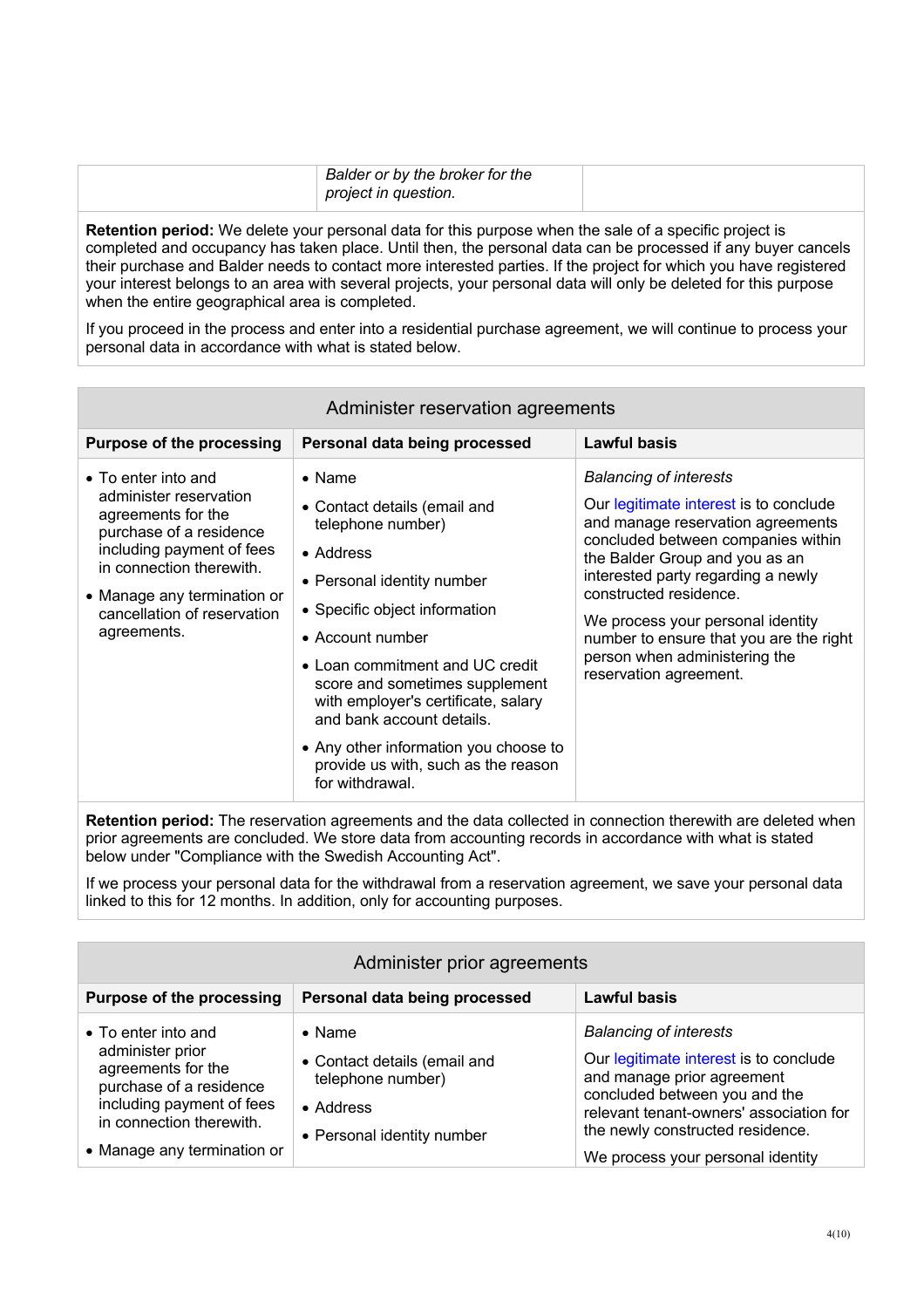| | | |
|---|---|---|
| | *Balder or by the broker for the project in question.* | |

**Retention period:** We delete your personal data for this purpose when the sale of a specific project is completed and occupancy has taken place. Until then, the personal data can be processed if any buyer cancels their purchase and Balder needs to contact more interested parties. If the project for which you have registered your interest belongs to an area with several projects, your personal data will only be deleted for this purpose when the entire geographical area is completed.

If you proceed in the process and enter into a residential purchase agreement, we will continue to process your personal data in accordance with what is stated below.

## Administer reservation agreements

| Purpose of the processing | Personal data being processed | Lawful basis |
|---|---|---|
| • To enter into and administer reservation agreements for the purchase of a residence including payment of fees in connection therewith.<br>• Manage any termination or cancellation of reservation agreements. | • Name<br>• Contact details (email and telephone number)<br>• Address<br>• Personal identity number<br>• Specific object information<br>• Account number<br>• Loan commitment and UC credit score and sometimes supplement with employer's certificate, salary and bank account details.<br>• Any other information you choose to provide us with, such as the reason for withdrawal. | *Balancing of interests*<br>Our legitimate interest is to conclude and manage reservation agreements concluded between companies within the Balder Group and you as an interested party regarding a newly constructed residence.<br>We process your personal identity number to ensure that you are the right person when administering the reservation agreement. |

**Retention period:** The reservation agreements and the data collected in connection therewith are deleted when prior agreements are concluded. We store data from accounting records in accordance with what is stated below under "Compliance with the Swedish Accounting Act".

If we process your personal data for the withdrawal from a reservation agreement, we save your personal data linked to this for 12 months. In addition, only for accounting purposes.

## Administer prior agreements

| Purpose of the processing | Personal data being processed | Lawful basis |
|---|---|---|
| • To enter into and administer prior agreements for the purchase of a residence including payment of fees in connection therewith.<br>• Manage any termination or | • Name<br>• Contact details (email and telephone number)<br>• Address<br>• Personal identity number | *Balancing of interests*<br>Our legitimate interest is to conclude and manage prior agreement concluded between you and the relevant tenant-owners' association for the newly constructed residence.<br>We process your personal identity |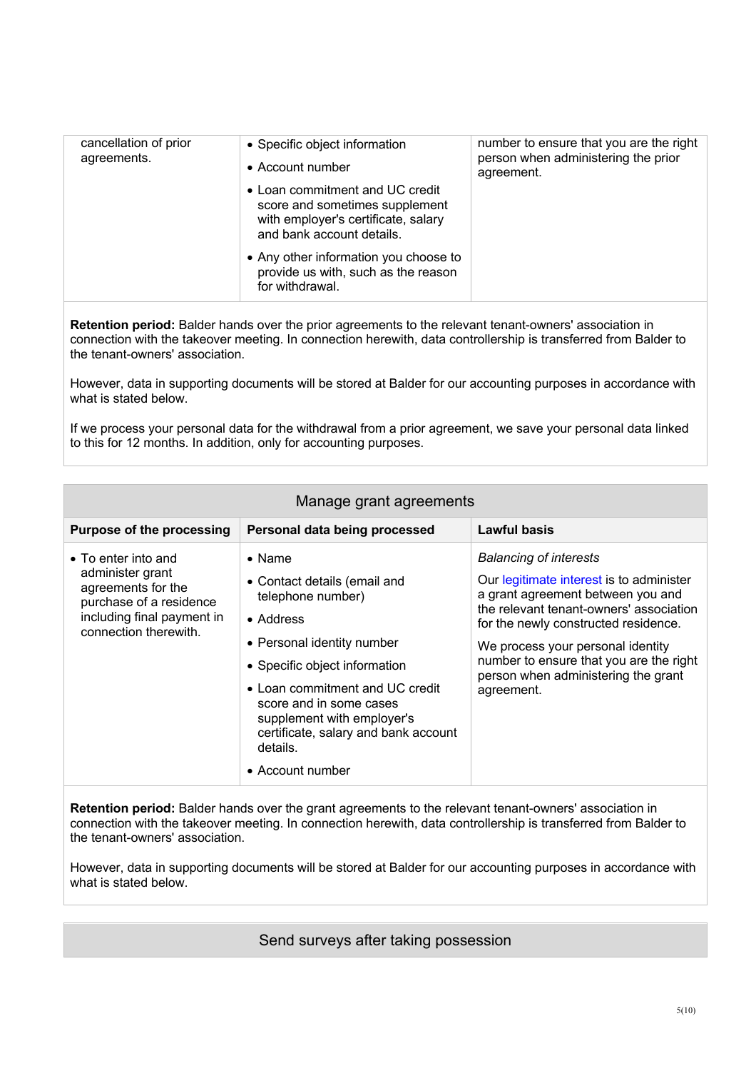| | | |
|---|---|---|
| cancellation of prior agreements. | • Specific object information<br>• Account number<br>• Loan commitment and UC credit score and sometimes supplement with employer's certificate, salary and bank account details.<br>• Any other information you choose to provide us with, such as the reason for withdrawal. | number to ensure that you are the right person when administering the prior agreement. |

**Retention period:** Balder hands over the prior agreements to the relevant tenant-owners' association in connection with the takeover meeting. In connection herewith, data controllership is transferred from Balder to the tenant-owners' association.

However, data in supporting documents will be stored at Balder for our accounting purposes in accordance with what is stated below.

If we process your personal data for the withdrawal from a prior agreement, we save your personal data linked to this for 12 months. In addition, only for accounting purposes.

## Manage grant agreements

| Purpose of the processing | Personal data being processed | Lawful basis |
|---|---|---|
| • To enter into and administer grant agreements for the purchase of a residence including final payment in connection therewith. | • Name<br>• Contact details (email and telephone number)<br>• Address<br>• Personal identity number<br>• Specific object information<br>• Loan commitment and UC credit score and in some cases supplement with employer's certificate, salary and bank account details.<br>• Account number | *Balancing of interests*<br>Our legitimate interest is to administer a grant agreement between you and the relevant tenant-owners' association for the newly constructed residence.<br>We process your personal identity number to ensure that you are the right person when administering the grant agreement. |

**Retention period:** Balder hands over the grant agreements to the relevant tenant-owners' association in connection with the takeover meeting. In connection herewith, data controllership is transferred from Balder to the tenant-owners' association.

However, data in supporting documents will be stored at Balder for our accounting purposes in accordance with what is stated below.

## Send surveys after taking possession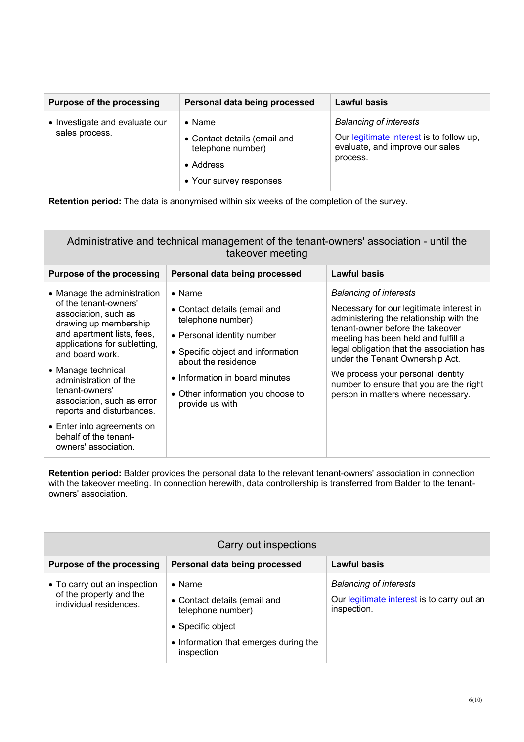| Purpose of the processing | Personal data being processed | Lawful basis |
|---|---|---|
| • Investigate and evaluate our sales process. | • Name<br>• Contact details (email and telephone number)<br>• Address<br>• Your survey responses | *Balancing of interests*<br>Our legitimate interest is to follow up, evaluate, and improve our sales process. |

**Retention period:** The data is anonymised within six weeks of the completion of the survey.

## Administrative and technical management of the tenant-owners' association - until the takeover meeting

| Purpose of the processing | Personal data being processed | Lawful basis |
|---|---|---|
| • Manage the administration of the tenant-owners' association, such as drawing up membership and apartment lists, fees, applications for subletting, and board work.<br>• Manage technical administration of the tenant-owners' association, such as error reports and disturbances.<br>• Enter into agreements on behalf of the tenant-owners' association. | • Name<br>• Contact details (email and telephone number)<br>• Personal identity number<br>• Specific object and information about the residence<br>• Information in board minutes<br>• Other information you choose to provide us with | *Balancing of interests*<br>Necessary for our legitimate interest in administering the relationship with the tenant-owner before the takeover meeting has been held and fulfill a legal obligation that the association has under the Tenant Ownership Act.<br>We process your personal identity number to ensure that you are the right person in matters where necessary. |

**Retention period:** Balder provides the personal data to the relevant tenant-owners' association in connection with the takeover meeting. In connection herewith, data controllership is transferred from Balder to the tenant-owners' association.

## Carry out inspections

| Purpose of the processing | Personal data being processed | Lawful basis |
|---|---|---|
| • To carry out an inspection of the property and the individual residences. | • Name<br>• Contact details (email and telephone number)<br>• Specific object<br>• Information that emerges during the inspection | *Balancing of interests*<br>Our legitimate interest is to carry out an inspection. |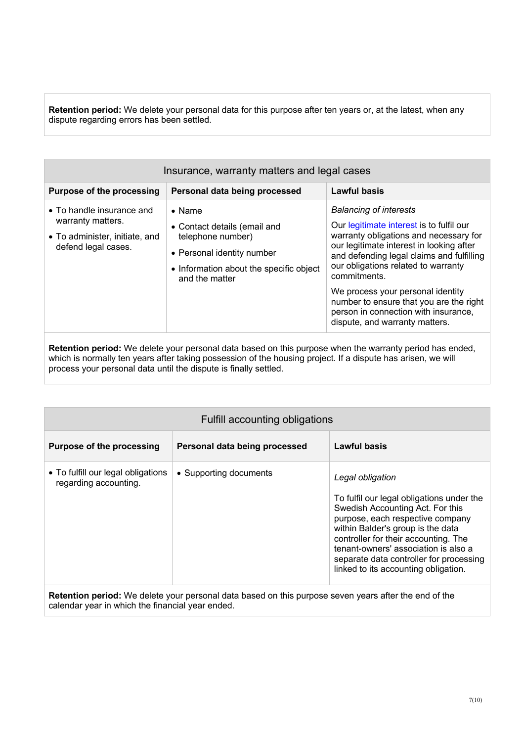**Retention period:** We delete your personal data for this purpose after ten years or, at the latest, when any dispute regarding errors has been settled.

| Insurance, warranty matters and legal cases | | |
|---|---|---|
| **Purpose of the processing** | **Personal data being processed** | **Lawful basis** |
| • To handle insurance and warranty matters.<br>• To administer, initiate, and defend legal cases. | • Name<br>• Contact details (email and telephone number)<br>• Personal identity number<br>• Information about the specific object and the matter | *Balancing of interests*<br><br>Our legitimate interest is to fulfil our warranty obligations and necessary for our legitimate interest in looking after and defending legal claims and fulfilling our obligations related to warranty commitments.<br><br>We process your personal identity number to ensure that you are the right person in connection with insurance, dispute, and warranty matters. |

**Retention period:** We delete your personal data based on this purpose when the warranty period has ended, which is normally ten years after taking possession of the housing project. If a dispute has arisen, we will process your personal data until the dispute is finally settled.

| Fulfill accounting obligations | | |
|---|---|---|
| **Purpose of the processing** | **Personal data being processed** | **Lawful basis** |
| • To fulfill our legal obligations regarding accounting. | • Supporting documents | *Legal obligation*<br><br>To fulfil our legal obligations under the Swedish Accounting Act. For this purpose, each respective company within Balder's group is the data controller for their accounting. The tenant-owners' association is also a separate data controller for processing linked to its accounting obligation. |

**Retention period:** We delete your personal data based on this purpose seven years after the end of the calendar year in which the financial year ended.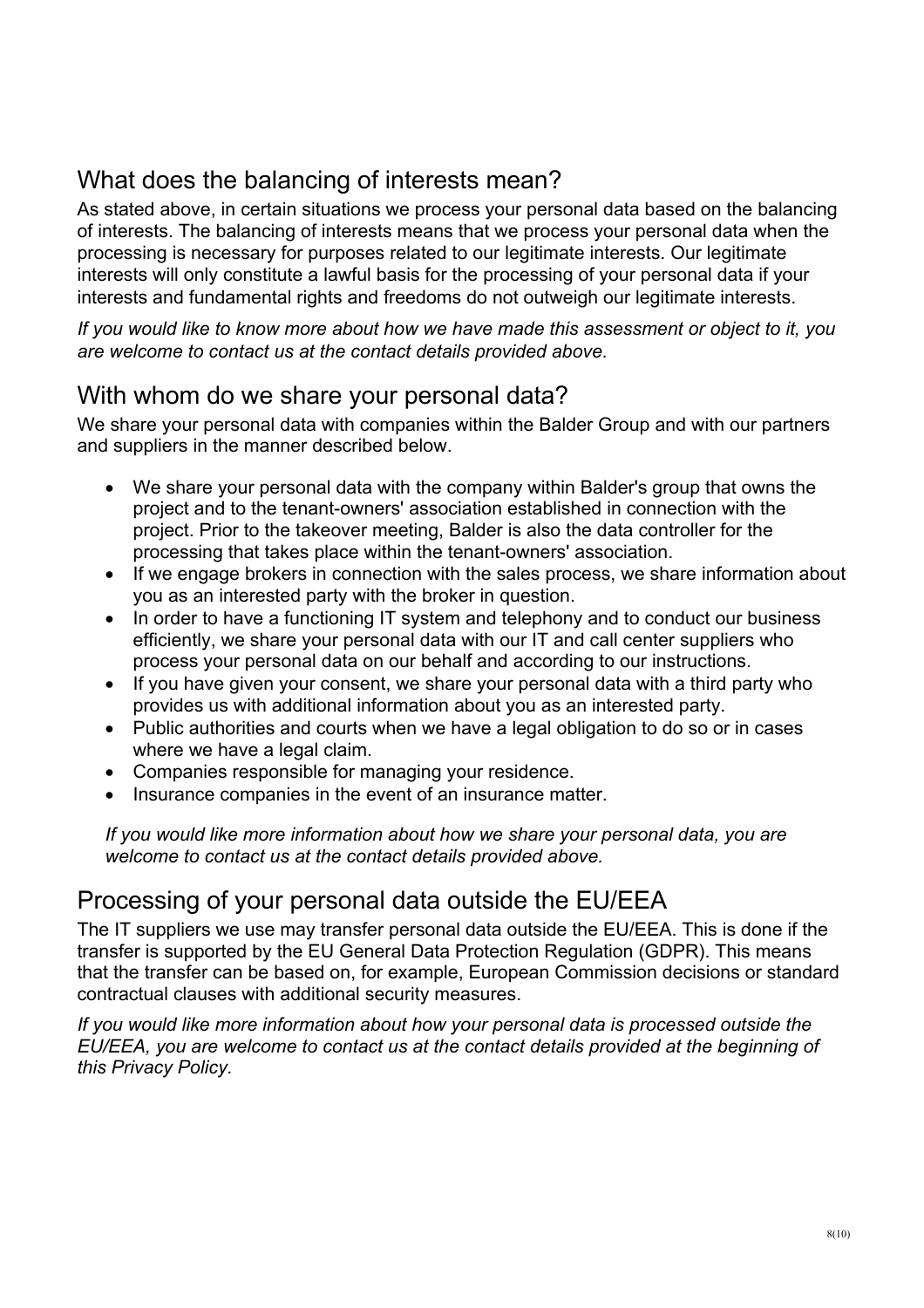## What does the balancing of interests mean?

As stated above, in certain situations we process your personal data based on the balancing of interests. The balancing of interests means that we process your personal data when the processing is necessary for purposes related to our legitimate interests. Our legitimate interests will only constitute a lawful basis for the processing of your personal data if your interests and fundamental rights and freedoms do not outweigh our legitimate interests.

*If you would like to know more about how we have made this assessment or object to it, you are welcome to contact us at the contact details provided above.*

## With whom do we share your personal data?

We share your personal data with companies within the Balder Group and with our partners and suppliers in the manner described below.

- We share your personal data with the company within Balder's group that owns the project and to the tenant-owners' association established in connection with the project. Prior to the takeover meeting, Balder is also the data controller for the processing that takes place within the tenant-owners' association.
- If we engage brokers in connection with the sales process, we share information about you as an interested party with the broker in question.
- In order to have a functioning IT system and telephony and to conduct our business efficiently, we share your personal data with our IT and call center suppliers who process your personal data on our behalf and according to our instructions.
- If you have given your consent, we share your personal data with a third party who provides us with additional information about you as an interested party.
- Public authorities and courts when we have a legal obligation to do so or in cases where we have a legal claim.
- Companies responsible for managing your residence.
- Insurance companies in the event of an insurance matter.

*If you would like more information about how we share your personal data, you are welcome to contact us at the contact details provided above.*

## Processing of your personal data outside the EU/EEA

The IT suppliers we use may transfer personal data outside the EU/EEA. This is done if the transfer is supported by the EU General Data Protection Regulation (GDPR). This means that the transfer can be based on, for example, European Commission decisions or standard contractual clauses with additional security measures.

*If you would like more information about how your personal data is processed outside the EU/EEA, you are welcome to contact us at the contact details provided at the beginning of this Privacy Policy.*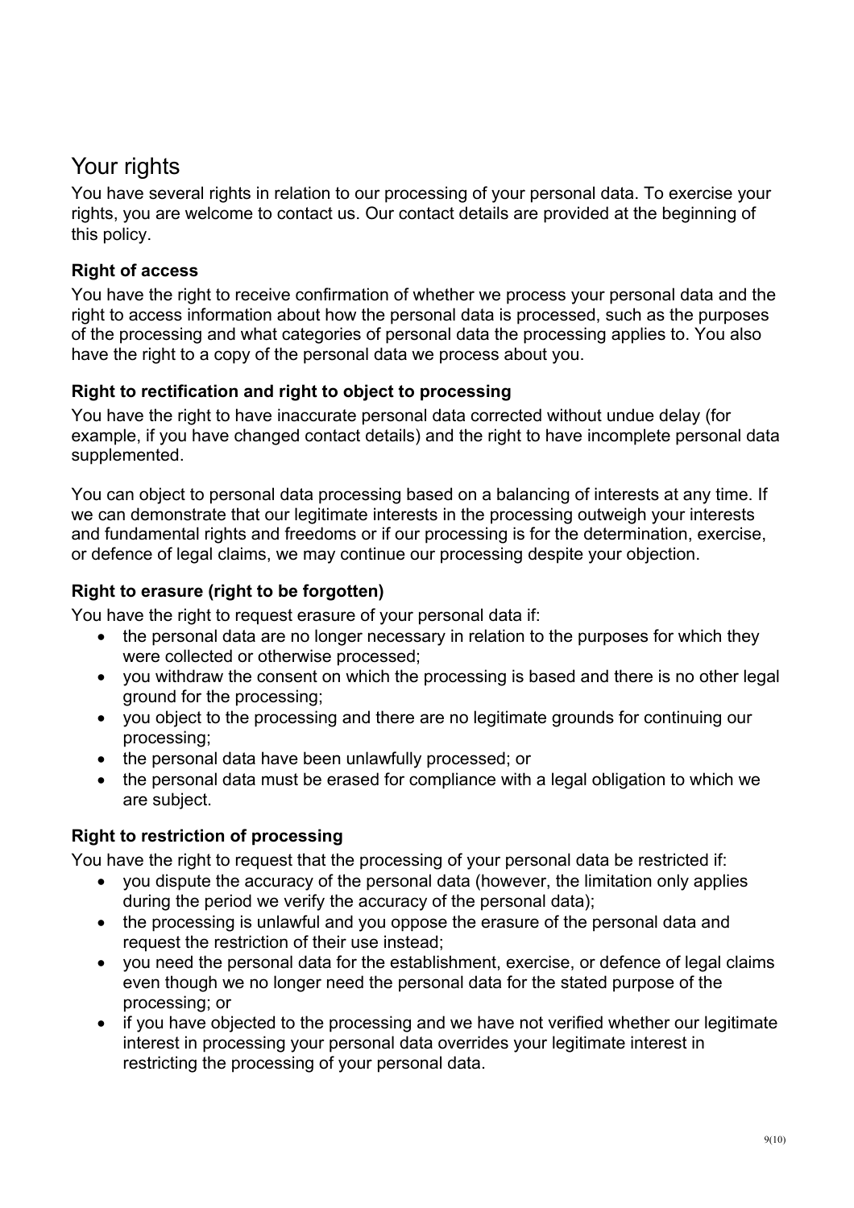## Your rights

You have several rights in relation to our processing of your personal data. To exercise your rights, you are welcome to contact us. Our contact details are provided at the beginning of this policy.

### Right of access

You have the right to receive confirmation of whether we process your personal data and the right to access information about how the personal data is processed, such as the purposes of the processing and what categories of personal data the processing applies to. You also have the right to a copy of the personal data we process about you.

### Right to rectification and right to object to processing

You have the right to have inaccurate personal data corrected without undue delay (for example, if you have changed contact details) and the right to have incomplete personal data supplemented.

You can object to personal data processing based on a balancing of interests at any time. If we can demonstrate that our legitimate interests in the processing outweigh your interests and fundamental rights and freedoms or if our processing is for the determination, exercise, or defence of legal claims, we may continue our processing despite your objection.

### Right to erasure (right to be forgotten)

You have the right to request erasure of your personal data if:

- the personal data are no longer necessary in relation to the purposes for which they were collected or otherwise processed;
- you withdraw the consent on which the processing is based and there is no other legal ground for the processing;
- you object to the processing and there are no legitimate grounds for continuing our processing;
- the personal data have been unlawfully processed; or
- the personal data must be erased for compliance with a legal obligation to which we are subject.

### Right to restriction of processing

You have the right to request that the processing of your personal data be restricted if:

- you dispute the accuracy of the personal data (however, the limitation only applies during the period we verify the accuracy of the personal data);
- the processing is unlawful and you oppose the erasure of the personal data and request the restriction of their use instead;
- you need the personal data for the establishment, exercise, or defence of legal claims even though we no longer need the personal data for the stated purpose of the processing; or
- if you have objected to the processing and we have not verified whether our legitimate interest in processing your personal data overrides your legitimate interest in restricting the processing of your personal data.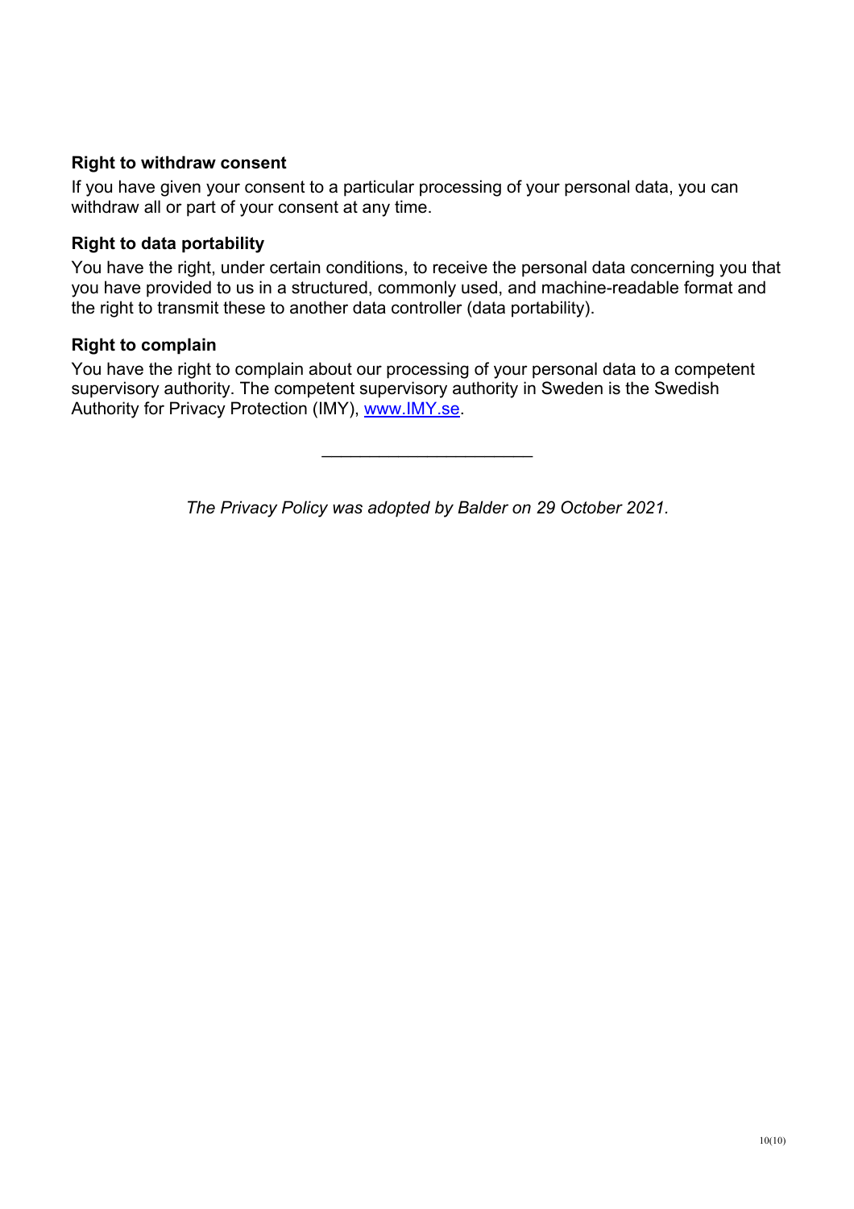### Right to withdraw consent

If you have given your consent to a particular processing of your personal data, you can withdraw all or part of your consent at any time.

### Right to data portability

You have the right, under certain conditions, to receive the personal data concerning you that you have provided to us in a structured, commonly used, and machine-readable format and the right to transmit these to another data controller (data portability).

### Right to complain

You have the right to complain about our processing of your personal data to a competent supervisory authority. The competent supervisory authority in Sweden is the Swedish Authority for Privacy Protection (IMY), [www.IMY.se](http://www.IMY.se).

______________________

*The Privacy Policy was adopted by Balder on 29 October 2021.*